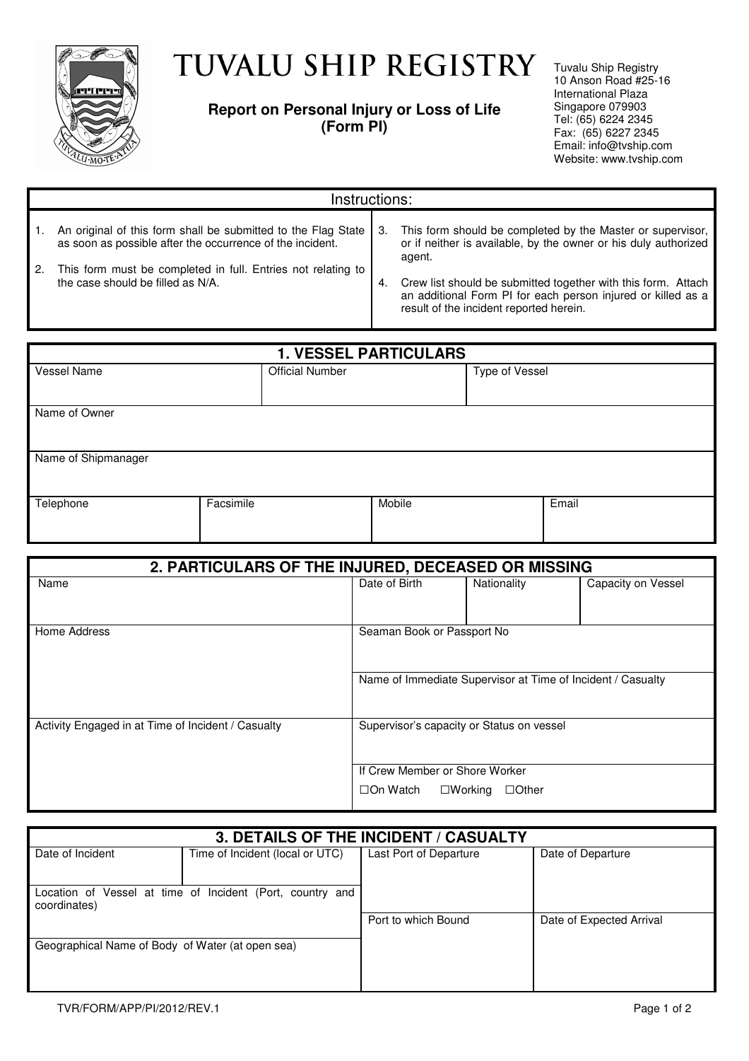# TUVALU SHIP REGISTRY

**Report on Personal Injury or Loss of Life (Form PI)**

Tuvalu Ship Registry
10 Anson Road #25-16
International Plaza
Singapore 079903
Tel: (65) 6224 2345
Fax: (65) 6227 2345
Email: info@tvship.com
Website: www.tvship.com

## Instructions:

1. An original of this form shall be submitted to the Flag State as soon as possible after the occurrence of the incident.
2. This form must be completed in full. Entries not relating to the case should be filled as N/A.
3. This form should be completed by the Master or supervisor, or if neither is available, by the owner or his duly authorized agent.
4. Crew list should be submitted together with this form. Attach an additional Form PI for each person injured or killed as a result of the incident reported herein.

## 1. VESSEL PARTICULARS

| Vessel Name | Official Number | Type of Vessel | |
|---|---|---|---|
| Name of Owner | | | |
| Name of Shipmanager | | | |
| Telephone | Facsimile | Mobile | Email |

## 2. PARTICULARS OF THE INJURED, DECEASED OR MISSING

| Name | Date of Birth | Nationality | Capacity on Vessel |
|---|---|---|---|
| Home Address | Seaman Book or Passport No | | |
| | Name of Immediate Supervisor at Time of Incident / Casualty | | |
| Activity Engaged in at Time of Incident / Casualty | Supervisor's capacity or Status on vessel | | |
| | If Crew Member or Shore Worker<br>☐On Watch ☐Working ☐Other | | |

## 3. DETAILS OF THE INCIDENT / CASUALTY

| Date of Incident | Time of Incident (local or UTC) | Last Port of Departure | Date of Departure |
|---|---|---|---|
| Location of Vessel at time of Incident (Port, country and coordinates) | | | |
| | | Port to which Bound | Date of Expected Arrival |
| Geographical Name of Body of Water (at open sea) | | | |

TVR/FORM/APP/PI/2012/REV.1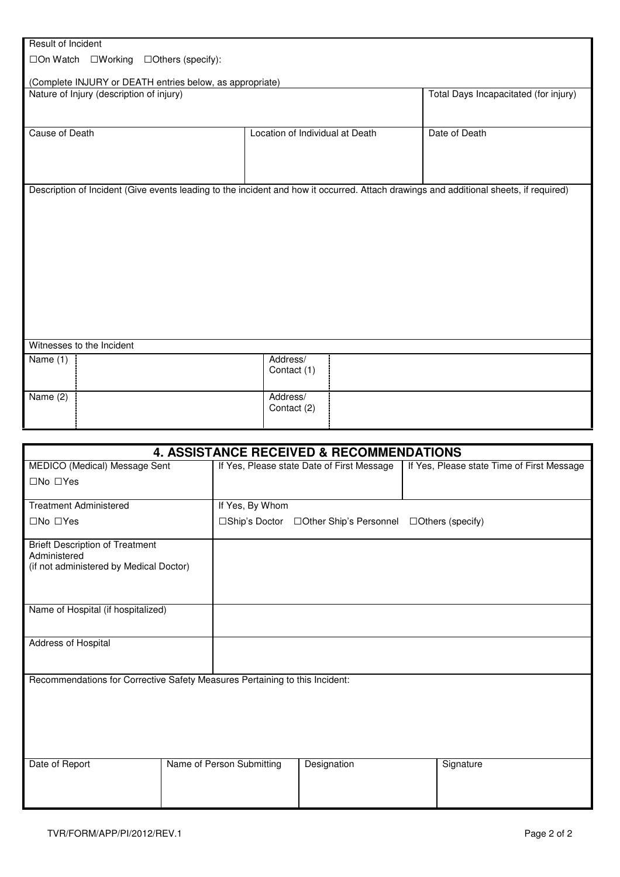| | | | |
|---|---|---|---|
| Result of Incident<br>☐On Watch ☐Working ☐Others (specify):<br><br>(Complete INJURY or DEATH entries below, as appropriate) | | | |
| Nature of Injury (description of injury) | | | Total Days Incapacitated (for injury) |
| Cause of Death | | Location of Individual at Death | Date of Death |
| Description of Incident (Give events leading to the incident and how it occurred. Attach drawings and additional sheets, if required) | | | |
| Witnesses to the Incident | | | |
| Name (1) | | Address/ Contact (1) | |
| Name (2) | | Address/ Contact (2) | |

## 4. ASSISTANCE RECEIVED & RECOMMENDATIONS

| | | |
|---|---|---|
| MEDICO (Medical) Message Sent<br>☐No ☐Yes | If Yes, Please state Date of First Message | If Yes, Please state Time of First Message |
| Treatment Administered<br>☐No ☐Yes | If Yes, By Whom<br>☐Ship's Doctor ☐Other Ship's Personnel ☐Others (specify) | |
| Brieft Description of Treatment Administered<br>(if not administered by Medical Doctor) | | |
| Name of Hospital (if hospitalized) | | |
| Address of Hospital | | |
| Recommendations for Corrective Safety Measures Pertaining to this Incident: | | |

| Date of Report | Name of Person Submitting | Designation | Signature |
|---|---|---|---|
| | | | |

TVR/FORM/APP/PI/2012/REV.1